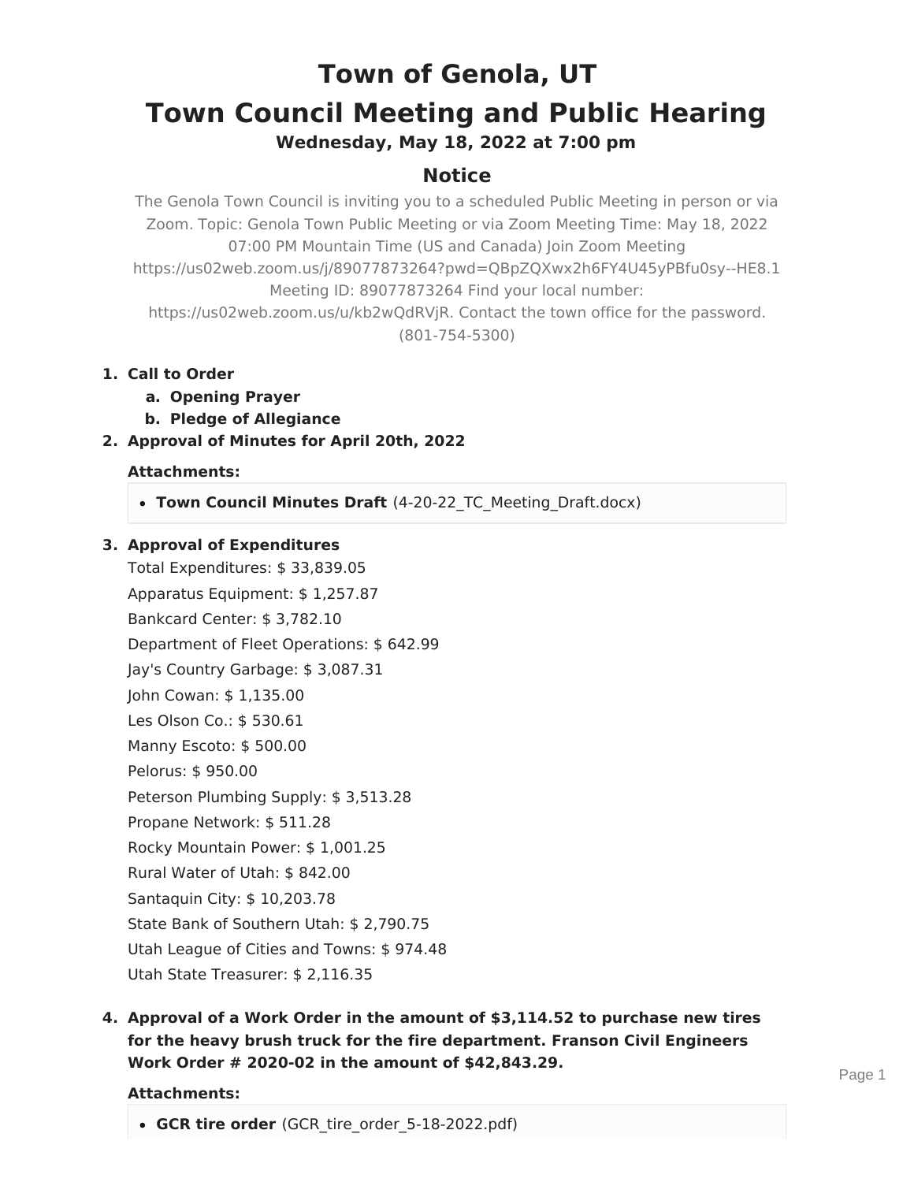# Town of Genola, UT

# Town Council Meeting and Public Hearing

### Wednesday, May 18, 2022 at 7:00 pm

## Notice

The Genola Town Council is inviting you to a scheduled Public Meeting in person or via Zoom. Topic: Genola Town Public Meeting or via Zoom Meeting Time: May 18, 2022 07:00 PM Mountain Time (US and Canada) Join Zoom Meeting https://us02web.zoom.us/j/89077873264?pwd=QBpZQXwx2h6FY4U45yPBfu0sy--HE8.1 Meeting ID: 89077873264 Find your local number: https://us02web.zoom.us/u/kb2wQdRVjR. Contact the town office for the password. (801-754-5300)

1. **Call to Order**
   a. **Opening Prayer**
   b. **Pledge of Allegiance**
2. **Approval of Minutes for April 20th, 2022**

   **Attachments:**

   - **Town Council Minutes Draft** (4-20-22_TC_Meeting_Draft.docx)

3. **Approval of Expenditures**

   Total Expenditures: $ 33,839.05
   Apparatus Equipment: $ 1,257.87
   Bankcard Center: $ 3,782.10
   Department of Fleet Operations: $ 642.99
   Jay's Country Garbage: $ 3,087.31
   John Cowan: $ 1,135.00
   Les Olson Co.: $ 530.61
   Manny Escoto: $ 500.00
   Pelorus: $ 950.00
   Peterson Plumbing Supply: $ 3,513.28
   Propane Network: $ 511.28
   Rocky Mountain Power: $ 1,001.25
   Rural Water of Utah: $ 842.00
   Santaquin City: $ 10,203.78
   State Bank of Southern Utah: $ 2,790.75
   Utah League of Cities and Towns: $ 974.48
   Utah State Treasurer: $ 2,116.35

4. **Approval of a Work Order in the amount of $3,114.52 to purchase new tires for the heavy brush truck for the fire department. Franson Civil Engineers Work Order # 2020-02 in the amount of $42,843.29.**

   **Attachments:**

   - **GCR tire order** (GCR_tire_order_5-18-2022.pdf)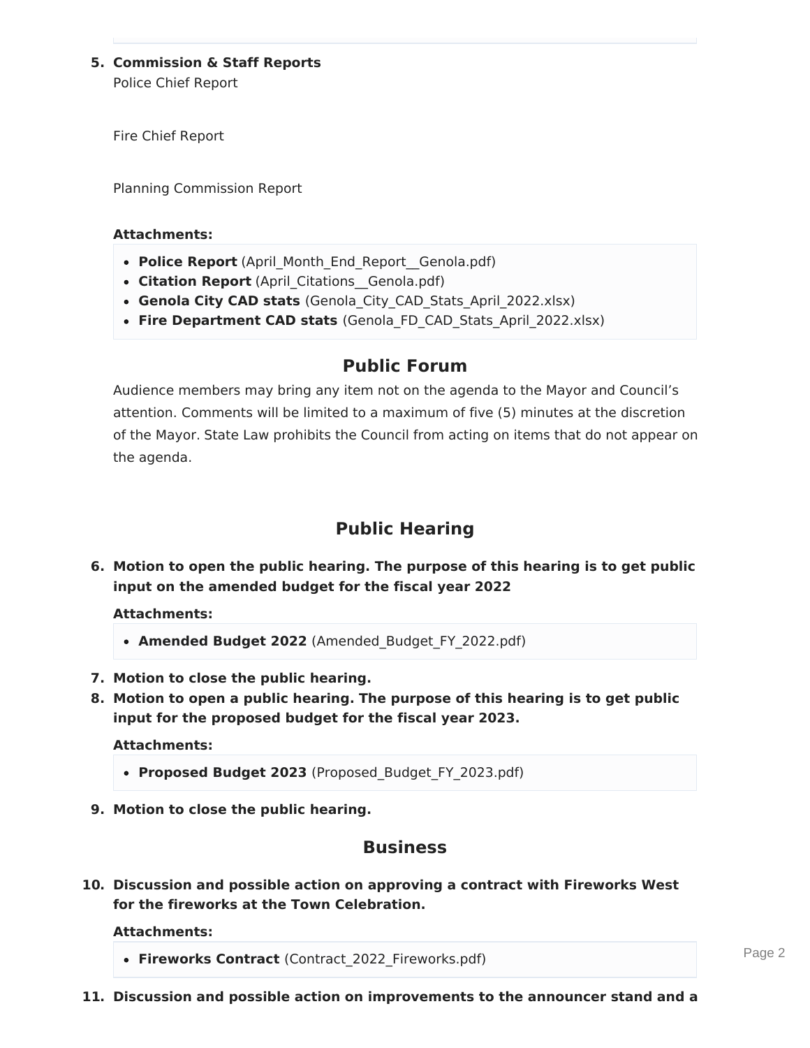5. **Commission & Staff Reports**

   Police Chief Report

   Fire Chief Report

   Planning Commission Report

   **Attachments:**

   - **Police Report** (April_Month_End_Report__Genola.pdf)
   - **Citation Report** (April_Citations__Genola.pdf)
   - **Genola City CAD stats** (Genola_City_CAD_Stats_April_2022.xlsx)
   - **Fire Department CAD stats** (Genola_FD_CAD_Stats_April_2022.xlsx)

## Public Forum

Audience members may bring any item not on the agenda to the Mayor and Council's attention. Comments will be limited to a maximum of five (5) minutes at the discretion of the Mayor. State Law prohibits the Council from acting on items that do not appear on the agenda.

## Public Hearing

6. **Motion to open the public hearing. The purpose of this hearing is to get public input on the amended budget for the fiscal year 2022**

   **Attachments:**

   - **Amended Budget 2022** (Amended_Budget_FY_2022.pdf)

7. **Motion to close the public hearing.**
8. **Motion to open a public hearing. The purpose of this hearing is to get public input for the proposed budget for the fiscal year 2023.**

   **Attachments:**

   - **Proposed Budget 2023** (Proposed_Budget_FY_2023.pdf)

9. **Motion to close the public hearing.**

## Business

10. **Discussion and possible action on approving a contract with Fireworks West for the fireworks at the Town Celebration.**

    **Attachments:**

    - **Fireworks Contract** (Contract_2022_Fireworks.pdf)

11. **Discussion and possible action on improvements to the announcer stand and a**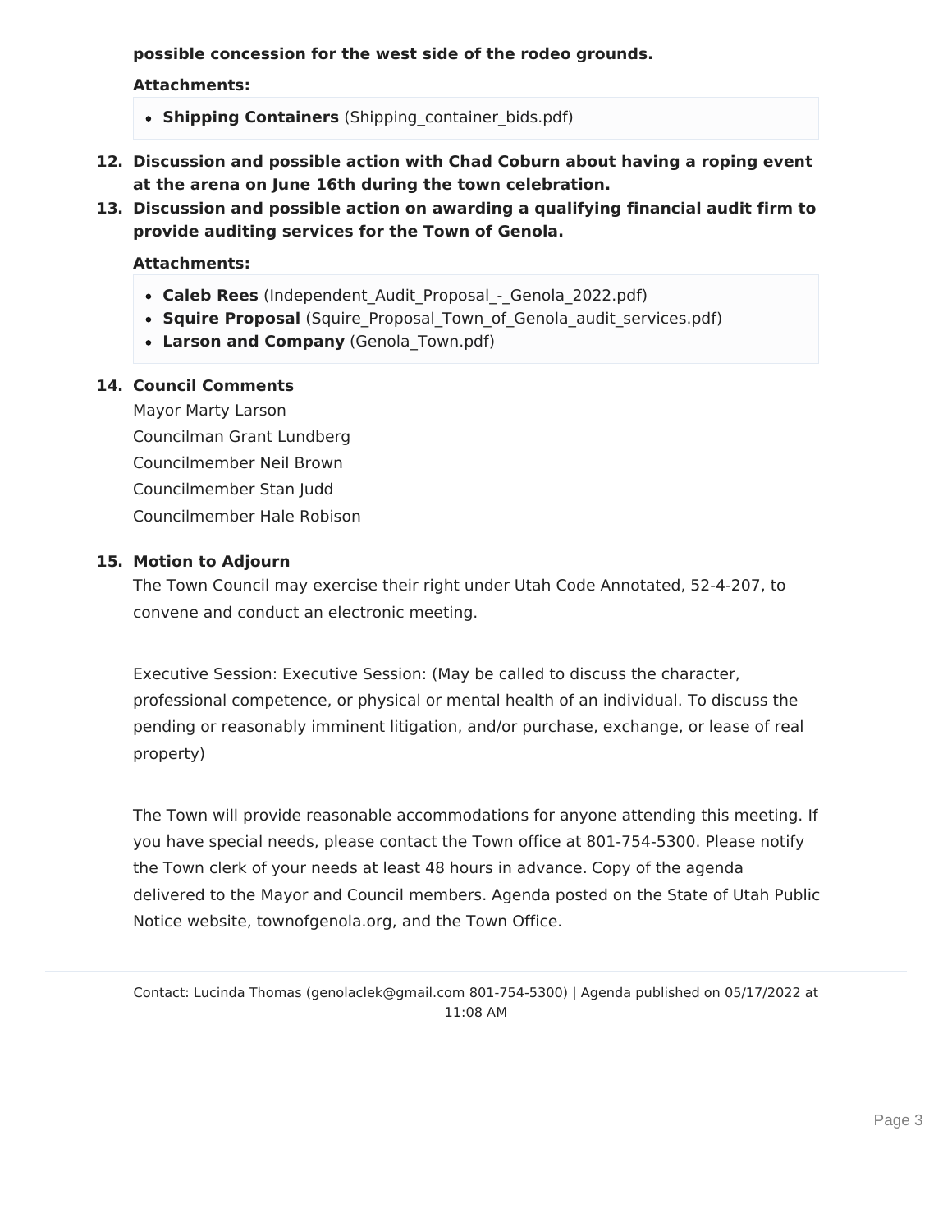**possible concession for the west side of the rodeo grounds.**

**Attachments:**

- **Shipping Containers** (Shipping_container_bids.pdf)

12. **Discussion and possible action with Chad Coburn about having a roping event at the arena on June 16th during the town celebration.**
13. **Discussion and possible action on awarding a qualifying financial audit firm to provide auditing services for the Town of Genola.**

**Attachments:**

- **Caleb Rees** (Independent_Audit_Proposal_-_Genola_2022.pdf)
- **Squire Proposal** (Squire_Proposal_Town_of_Genola_audit_services.pdf)
- **Larson and Company** (Genola_Town.pdf)

14. **Council Comments**

Mayor Marty Larson
Councilman Grant Lundberg
Councilmember Neil Brown
Councilmember Stan Judd
Councilmember Hale Robison

15. **Motion to Adjourn**

The Town Council may exercise their right under Utah Code Annotated, 52-4-207, to convene and conduct an electronic meeting.

Executive Session: Executive Session: (May be called to discuss the character, professional competence, or physical or mental health of an individual. To discuss the pending or reasonably imminent litigation, and/or purchase, exchange, or lease of real property)

The Town will provide reasonable accommodations for anyone attending this meeting. If you have special needs, please contact the Town office at 801-754-5300. Please notify the Town clerk of your needs at least 48 hours in advance. Copy of the agenda delivered to the Mayor and Council members. Agenda posted on the State of Utah Public Notice website, townofgenola.org, and the Town Office.

Contact: Lucinda Thomas (genolaclek@gmail.com 801-754-5300) | Agenda published on 05/17/2022 at 11:08 AM